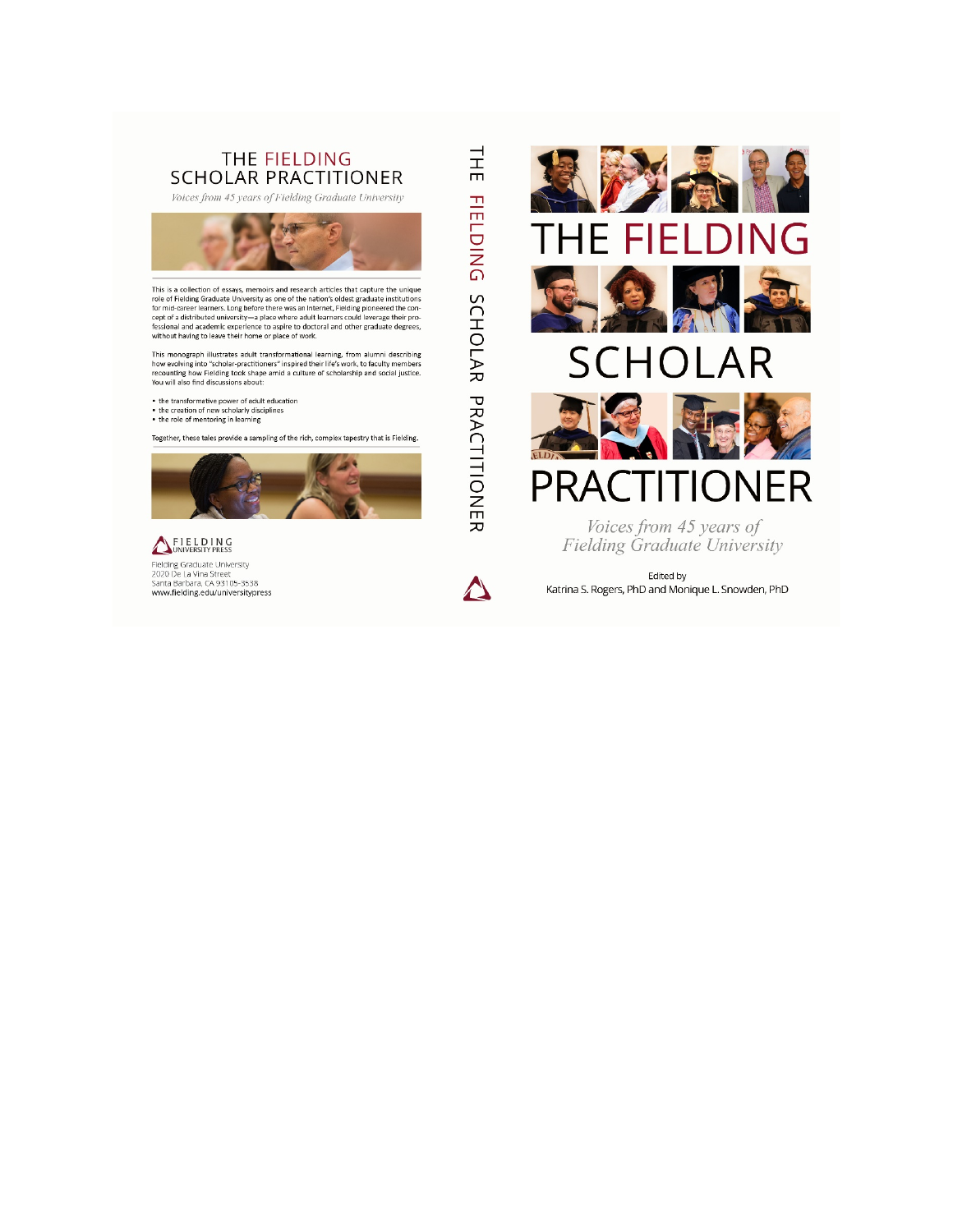# THE FIELDING SCHOLAR PRACTITIONER

*Voices from 45 years of Fielding Graduate University*

This is a collection of essays, memoirs and research articles that capture the unique role of Fielding Graduate University as one of the nation's oldest graduate institutions for mid-career learners. Long before there was an Internet, Fielding pioneered the concept of a distributed university—a place where adult learners could leverage their professional and academic experience to aspire to doctoral and other graduate degrees, without having to leave their home or place of work.

This monograph illustrates adult transformational learning, from alumni describing how evolving into "scholar-practitioners" inspired their life's work, to faculty members recounting how Fielding took shape amid a culture of scholarship and social justice. You will also find discussions about:

- the transformative power of adult education
- the creation of new scholarly disciplines
- the role of mentoring in learning

Together, these tales provide a sampling of the rich, complex tapestry that is Fielding.

FIELDING UNIVERSITY PRESS

Fielding Graduate University
2020 De La Vina Street
Santa Barbara, CA 93105-3538
www.fielding.edu/universitypress

THE FIELDING SCHOLAR PRACTITIONER

# THE FIELDING SCHOLAR PRACTITIONER

*Voices from 45 years of Fielding Graduate University*

Edited by
Katrina S. Rogers, PhD and Monique L. Snowden, PhD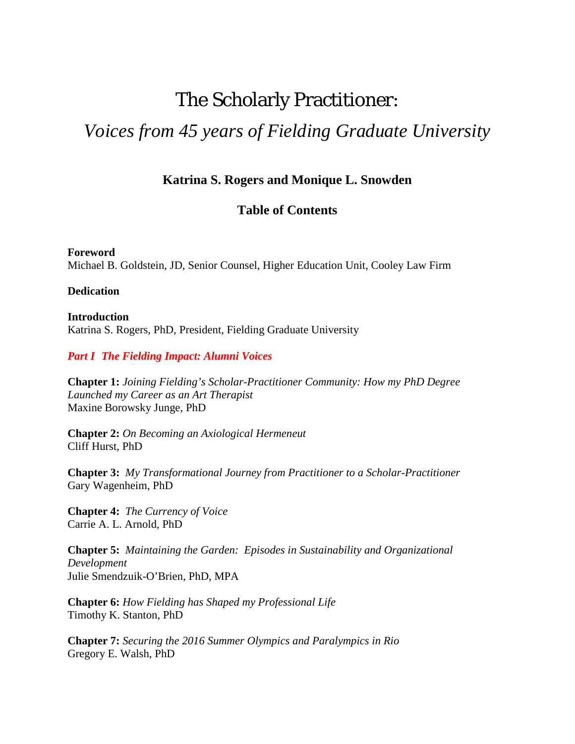# The Scholarly Practitioner:

## *Voices from 45 years of Fielding Graduate University*

**Katrina S. Rogers and Monique L. Snowden**

**Table of Contents**

**Foreword**
Michael B. Goldstein, JD, Senior Counsel, Higher Education Unit, Cooley Law Firm

**Dedication**

**Introduction**
Katrina S. Rogers, PhD, President, Fielding Graduate University

***Part I The Fielding Impact: Alumni Voices***

**Chapter 1:** *Joining Fielding's Scholar-Practitioner Community: How my PhD Degree Launched my Career as an Art Therapist*
Maxine Borowsky Junge, PhD

**Chapter 2:** *On Becoming an Axiological Hermeneut*
Cliff Hurst, PhD

**Chapter 3:** *My Transformational Journey from Practitioner to a Scholar-Practitioner*
Gary Wagenheim, PhD

**Chapter 4:** *The Currency of Voice*
Carrie A. L. Arnold, PhD

**Chapter 5:** *Maintaining the Garden: Episodes in Sustainability and Organizational Development*
Julie Smendzuik-O'Brien, PhD, MPA

**Chapter 6:** *How Fielding has Shaped my Professional Life*
Timothy K. Stanton, PhD

**Chapter 7:** *Securing the 2016 Summer Olympics and Paralympics in Rio*
Gregory E. Walsh, PhD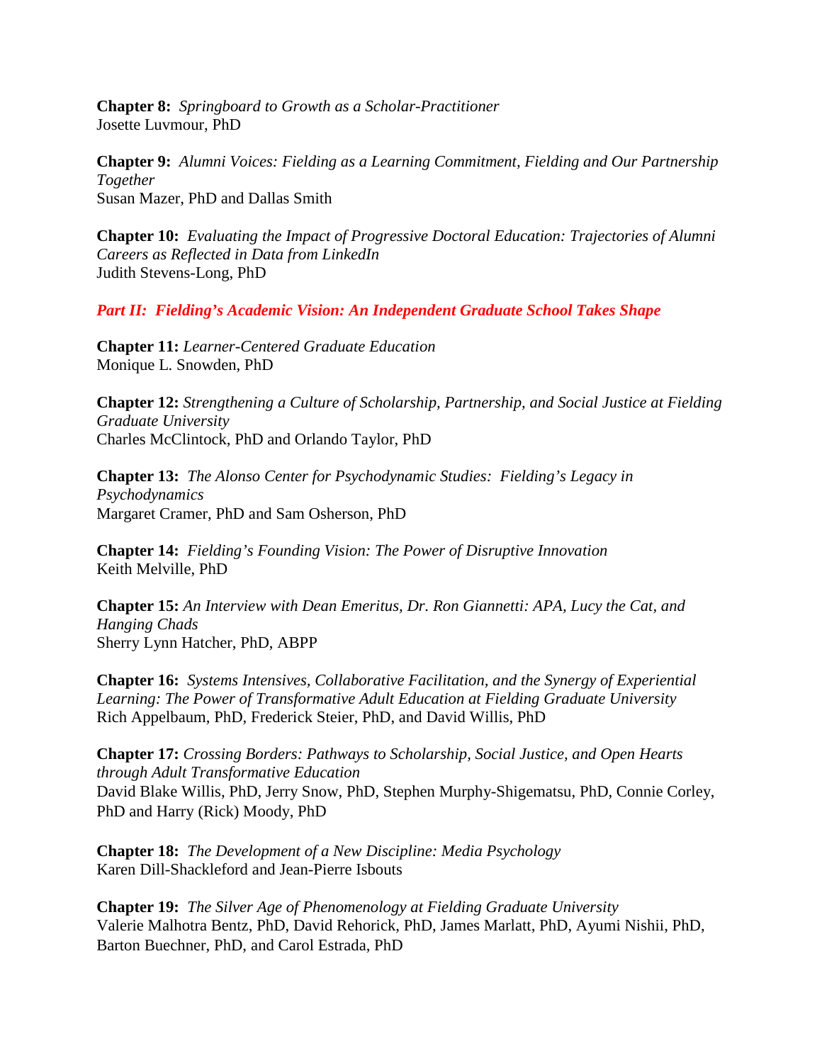**Chapter 8:** *Springboard to Growth as a Scholar-Practitioner*
Josette Luvmour, PhD

**Chapter 9:** *Alumni Voices: Fielding as a Learning Commitment, Fielding and Our Partnership Together*
Susan Mazer, PhD and Dallas Smith

**Chapter 10:** *Evaluating the Impact of Progressive Doctoral Education: Trajectories of Alumni Careers as Reflected in Data from LinkedIn*
Judith Stevens-Long, PhD

## *Part II: Fielding's Academic Vision: An Independent Graduate School Takes Shape*

**Chapter 11:** *Learner-Centered Graduate Education*
Monique L. Snowden, PhD

**Chapter 12:** *Strengthening a Culture of Scholarship, Partnership, and Social Justice at Fielding Graduate University*
Charles McClintock, PhD and Orlando Taylor, PhD

**Chapter 13:** *The Alonso Center for Psychodynamic Studies: Fielding's Legacy in Psychodynamics*
Margaret Cramer, PhD and Sam Osherson, PhD

**Chapter 14:** *Fielding's Founding Vision: The Power of Disruptive Innovation*
Keith Melville, PhD

**Chapter 15:** *An Interview with Dean Emeritus, Dr. Ron Giannetti: APA, Lucy the Cat, and Hanging Chads*
Sherry Lynn Hatcher, PhD, ABPP

**Chapter 16:** *Systems Intensives, Collaborative Facilitation, and the Synergy of Experiential Learning: The Power of Transformative Adult Education at Fielding Graduate University*
Rich Appelbaum, PhD, Frederick Steier, PhD, and David Willis, PhD

**Chapter 17:** *Crossing Borders: Pathways to Scholarship, Social Justice, and Open Hearts through Adult Transformative Education*
David Blake Willis, PhD, Jerry Snow, PhD, Stephen Murphy-Shigematsu, PhD, Connie Corley, PhD and Harry (Rick) Moody, PhD

**Chapter 18:** *The Development of a New Discipline: Media Psychology*
Karen Dill-Shackleford and Jean-Pierre Isbouts

**Chapter 19:** *The Silver Age of Phenomenology at Fielding Graduate University*
Valerie Malhotra Bentz, PhD, David Rehorick, PhD, James Marlatt, PhD, Ayumi Nishii, PhD, Barton Buechner, PhD, and Carol Estrada, PhD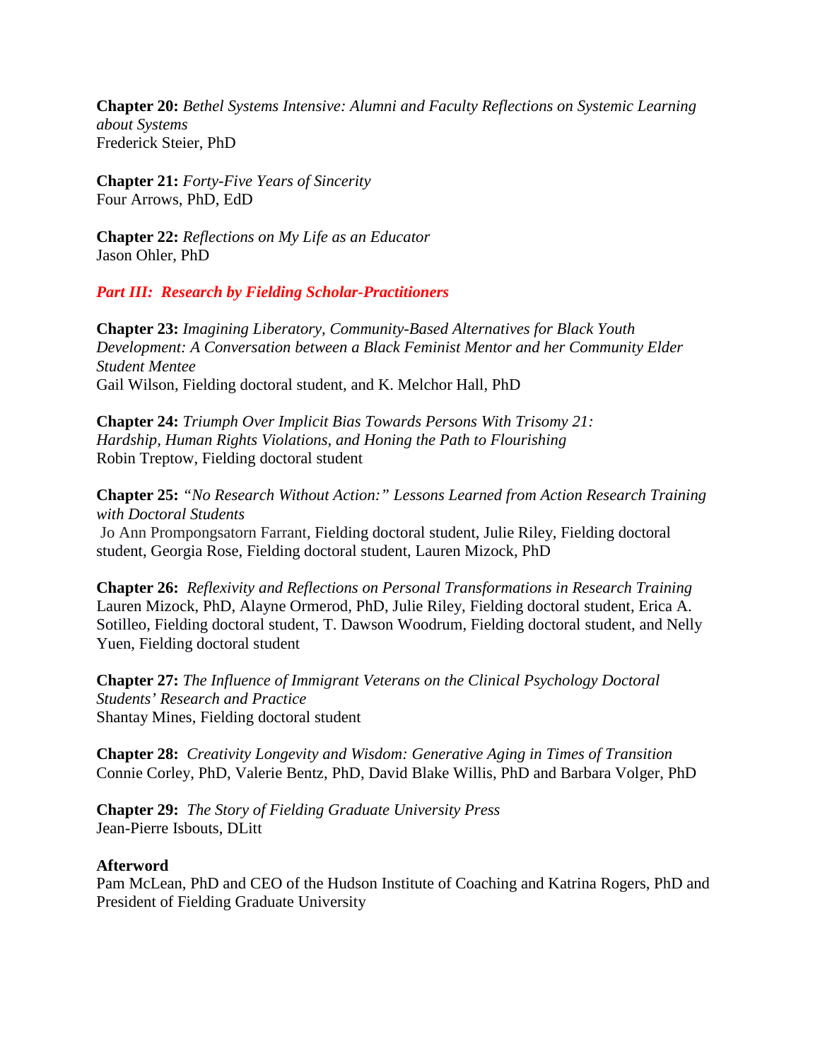**Chapter 20:** *Bethel Systems Intensive: Alumni and Faculty Reflections on Systemic Learning about Systems*
Frederick Steier, PhD

**Chapter 21:** *Forty-Five Years of Sincerity*
Four Arrows, PhD, EdD

**Chapter 22:** *Reflections on My Life as an Educator*
Jason Ohler, PhD

## *Part III: Research by Fielding Scholar-Practitioners*

**Chapter 23:** *Imagining Liberatory, Community-Based Alternatives for Black Youth Development: A Conversation between a Black Feminist Mentor and her Community Elder Student Mentee*
Gail Wilson, Fielding doctoral student, and K. Melchor Hall, PhD

**Chapter 24:** *Triumph Over Implicit Bias Towards Persons With Trisomy 21: Hardship, Human Rights Violations, and Honing the Path to Flourishing*
Robin Treptow, Fielding doctoral student

**Chapter 25:** *"No Research Without Action:" Lessons Learned from Action Research Training with Doctoral Students*
Jo Ann Prompongsatorn Farrant, Fielding doctoral student, Julie Riley, Fielding doctoral student, Georgia Rose, Fielding doctoral student, Lauren Mizock, PhD

**Chapter 26:** *Reflexivity and Reflections on Personal Transformations in Research Training*
Lauren Mizock, PhD, Alayne Ormerod, PhD, Julie Riley, Fielding doctoral student, Erica A. Sotilleo, Fielding doctoral student, T. Dawson Woodrum, Fielding doctoral student, and Nelly Yuen, Fielding doctoral student

**Chapter 27:** *The Influence of Immigrant Veterans on the Clinical Psychology Doctoral Students' Research and Practice*
Shantay Mines, Fielding doctoral student

**Chapter 28:** *Creativity Longevity and Wisdom: Generative Aging in Times of Transition*
Connie Corley, PhD, Valerie Bentz, PhD, David Blake Willis, PhD and Barbara Volger, PhD

**Chapter 29:** *The Story of Fielding Graduate University Press*
Jean-Pierre Isbouts, DLitt

**Afterword**
Pam McLean, PhD and CEO of the Hudson Institute of Coaching and Katrina Rogers, PhD and President of Fielding Graduate University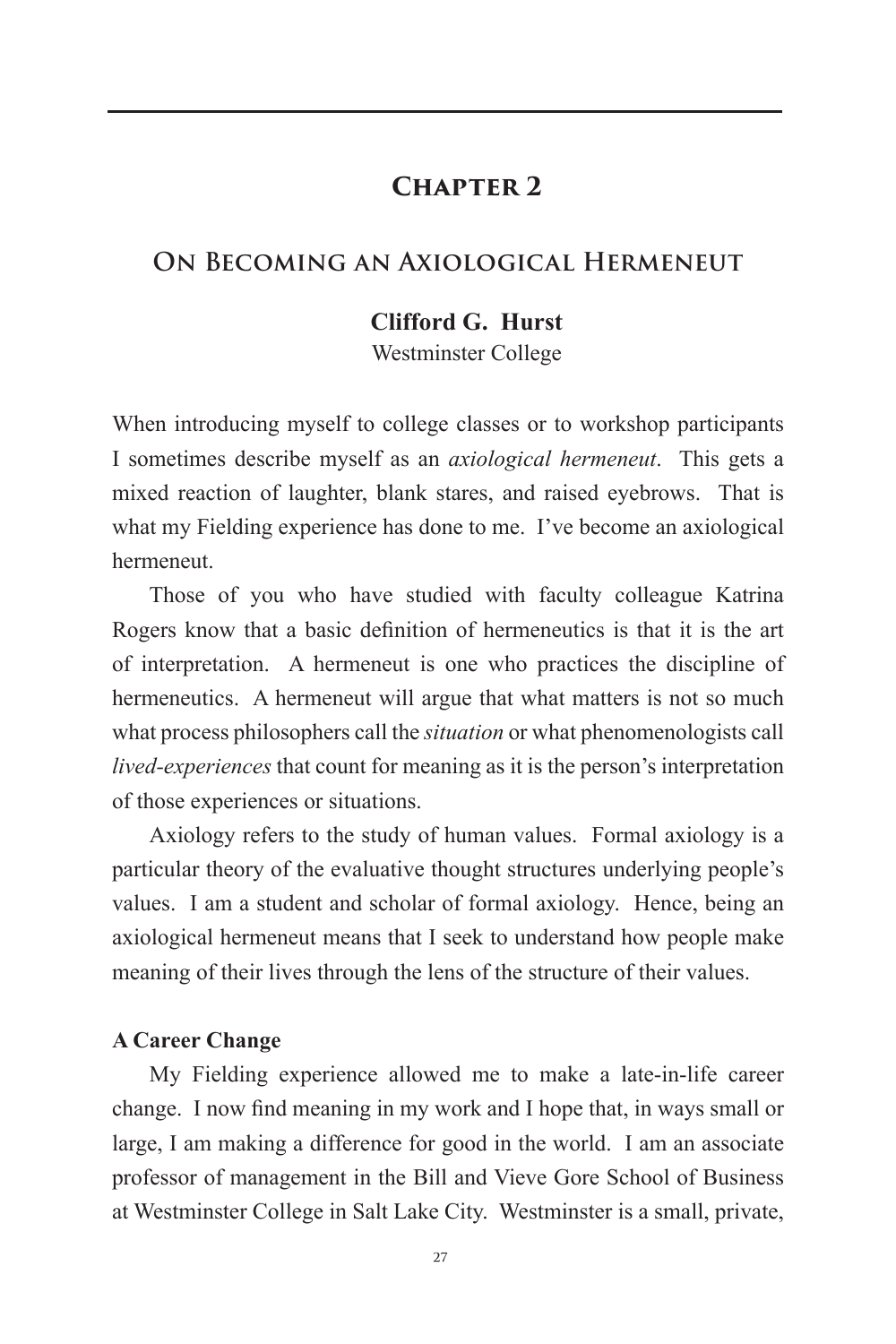# Chapter 2

## On Becoming an Axiological Hermeneut

**Clifford G. Hurst**
Westminster College

When introducing myself to college classes or to workshop participants I sometimes describe myself as an *axiological hermeneut*. This gets a mixed reaction of laughter, blank stares, and raised eyebrows. That is what my Fielding experience has done to me. I've become an axiological hermeneut.

Those of you who have studied with faculty colleague Katrina Rogers know that a basic definition of hermeneutics is that it is the art of interpretation. A hermeneut is one who practices the discipline of hermeneutics. A hermeneut will argue that what matters is not so much what process philosophers call the *situation* or what phenomenologists call *lived-experiences* that count for meaning as it is the person's interpretation of those experiences or situations.

Axiology refers to the study of human values. Formal axiology is a particular theory of the evaluative thought structures underlying people's values. I am a student and scholar of formal axiology. Hence, being an axiological hermeneut means that I seek to understand how people make meaning of their lives through the lens of the structure of their values.

### A Career Change

My Fielding experience allowed me to make a late-in-life career change. I now find meaning in my work and I hope that, in ways small or large, I am making a difference for good in the world. I am an associate professor of management in the Bill and Vieve Gore School of Business at Westminster College in Salt Lake City. Westminster is a small, private,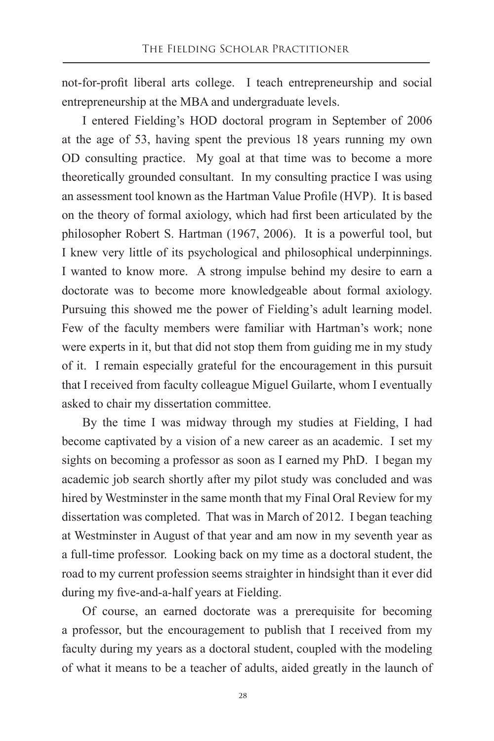not-for-profit liberal arts college. I teach entrepreneurship and social entrepreneurship at the MBA and undergraduate levels.

I entered Fielding's HOD doctoral program in September of 2006 at the age of 53, having spent the previous 18 years running my own OD consulting practice. My goal at that time was to become a more theoretically grounded consultant. In my consulting practice I was using an assessment tool known as the Hartman Value Profile (HVP). It is based on the theory of formal axiology, which had first been articulated by the philosopher Robert S. Hartman (1967, 2006). It is a powerful tool, but I knew very little of its psychological and philosophical underpinnings. I wanted to know more. A strong impulse behind my desire to earn a doctorate was to become more knowledgeable about formal axiology. Pursuing this showed me the power of Fielding's adult learning model. Few of the faculty members were familiar with Hartman's work; none were experts in it, but that did not stop them from guiding me in my study of it. I remain especially grateful for the encouragement in this pursuit that I received from faculty colleague Miguel Guilarte, whom I eventually asked to chair my dissertation committee.

By the time I was midway through my studies at Fielding, I had become captivated by a vision of a new career as an academic. I set my sights on becoming a professor as soon as I earned my PhD. I began my academic job search shortly after my pilot study was concluded and was hired by Westminster in the same month that my Final Oral Review for my dissertation was completed. That was in March of 2012. I began teaching at Westminster in August of that year and am now in my seventh year as a full-time professor. Looking back on my time as a doctoral student, the road to my current profession seems straighter in hindsight than it ever did during my five-and-a-half years at Fielding.

Of course, an earned doctorate was a prerequisite for becoming a professor, but the encouragement to publish that I received from my faculty during my years as a doctoral student, coupled with the modeling of what it means to be a teacher of adults, aided greatly in the launch of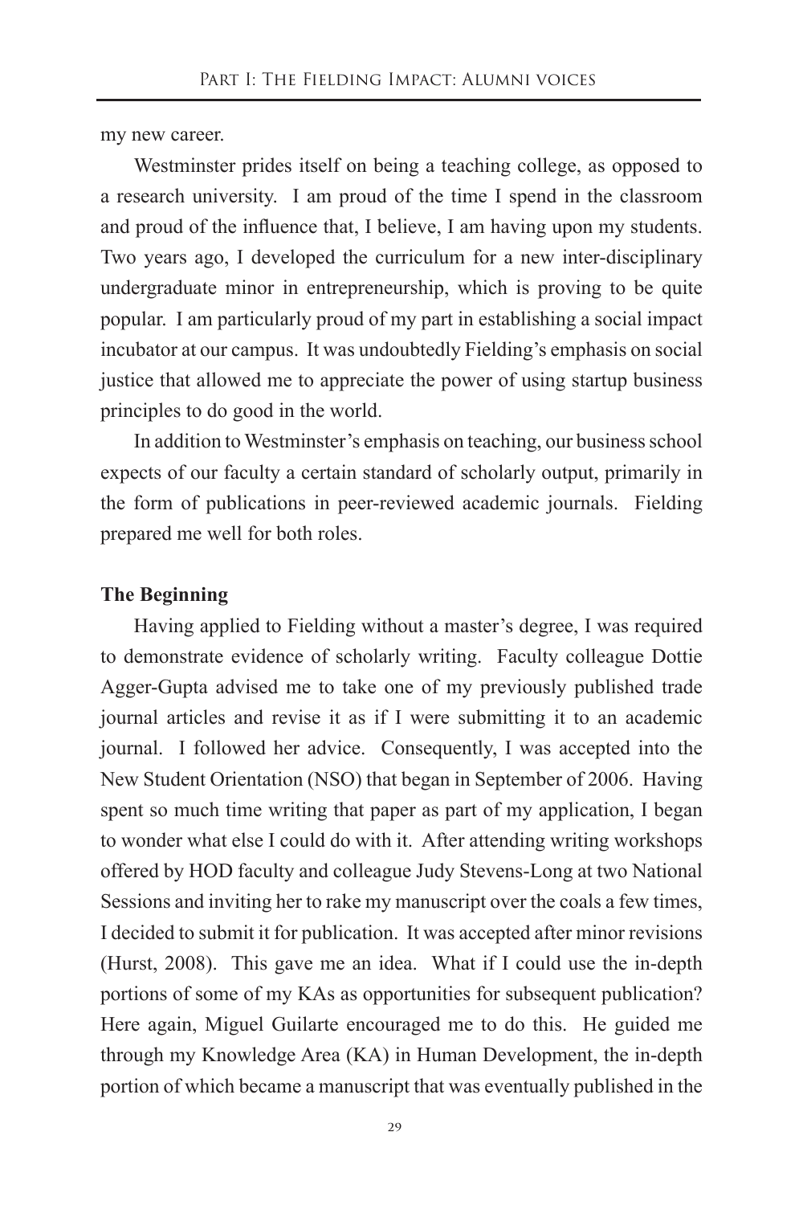my new career.

Westminster prides itself on being a teaching college, as opposed to a research university. I am proud of the time I spend in the classroom and proud of the influence that, I believe, I am having upon my students. Two years ago, I developed the curriculum for a new inter-disciplinary undergraduate minor in entrepreneurship, which is proving to be quite popular. I am particularly proud of my part in establishing a social impact incubator at our campus. It was undoubtedly Fielding's emphasis on social justice that allowed me to appreciate the power of using startup business principles to do good in the world.

In addition to Westminster's emphasis on teaching, our business school expects of our faculty a certain standard of scholarly output, primarily in the form of publications in peer-reviewed academic journals. Fielding prepared me well for both roles.

**The Beginning**

Having applied to Fielding without a master's degree, I was required to demonstrate evidence of scholarly writing. Faculty colleague Dottie Agger-Gupta advised me to take one of my previously published trade journal articles and revise it as if I were submitting it to an academic journal. I followed her advice. Consequently, I was accepted into the New Student Orientation (NSO) that began in September of 2006. Having spent so much time writing that paper as part of my application, I began to wonder what else I could do with it. After attending writing workshops offered by HOD faculty and colleague Judy Stevens-Long at two National Sessions and inviting her to rake my manuscript over the coals a few times, I decided to submit it for publication. It was accepted after minor revisions (Hurst, 2008). This gave me an idea. What if I could use the in-depth portions of some of my KAs as opportunities for subsequent publication? Here again, Miguel Guilarte encouraged me to do this. He guided me through my Knowledge Area (KA) in Human Development, the in-depth portion of which became a manuscript that was eventually published in the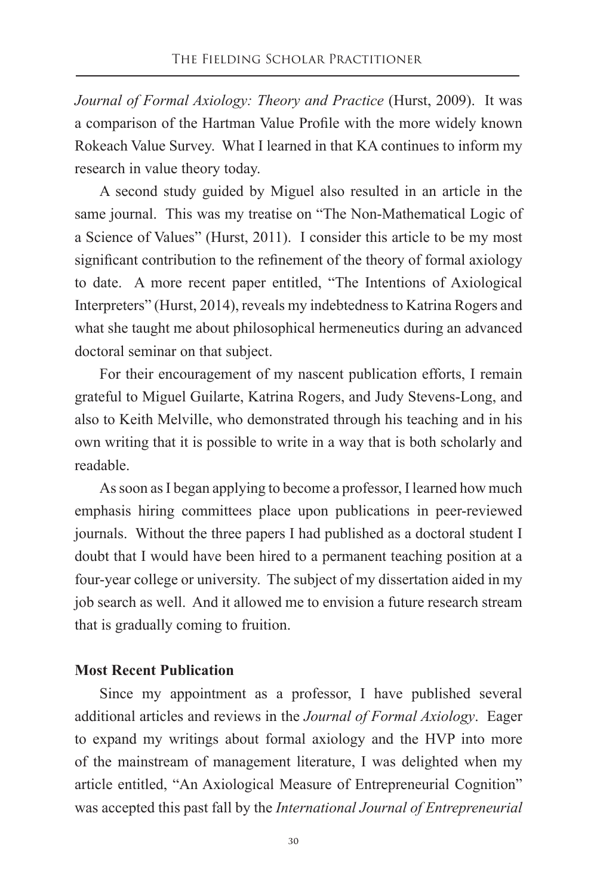*Journal of Formal Axiology: Theory and Practice* (Hurst, 2009). It was a comparison of the Hartman Value Profile with the more widely known Rokeach Value Survey. What I learned in that KA continues to inform my research in value theory today.

A second study guided by Miguel also resulted in an article in the same journal. This was my treatise on "The Non-Mathematical Logic of a Science of Values" (Hurst, 2011). I consider this article to be my most significant contribution to the refinement of the theory of formal axiology to date. A more recent paper entitled, "The Intentions of Axiological Interpreters" (Hurst, 2014), reveals my indebtedness to Katrina Rogers and what she taught me about philosophical hermeneutics during an advanced doctoral seminar on that subject.

For their encouragement of my nascent publication efforts, I remain grateful to Miguel Guilarte, Katrina Rogers, and Judy Stevens-Long, and also to Keith Melville, who demonstrated through his teaching and in his own writing that it is possible to write in a way that is both scholarly and readable.

As soon as I began applying to become a professor, I learned how much emphasis hiring committees place upon publications in peer-reviewed journals. Without the three papers I had published as a doctoral student I doubt that I would have been hired to a permanent teaching position at a four-year college or university. The subject of my dissertation aided in my job search as well. And it allowed me to envision a future research stream that is gradually coming to fruition.

**Most Recent Publication**

Since my appointment as a professor, I have published several additional articles and reviews in the *Journal of Formal Axiology*. Eager to expand my writings about formal axiology and the HVP into more of the mainstream of management literature, I was delighted when my article entitled, "An Axiological Measure of Entrepreneurial Cognition" was accepted this past fall by the *International Journal of Entrepreneurial*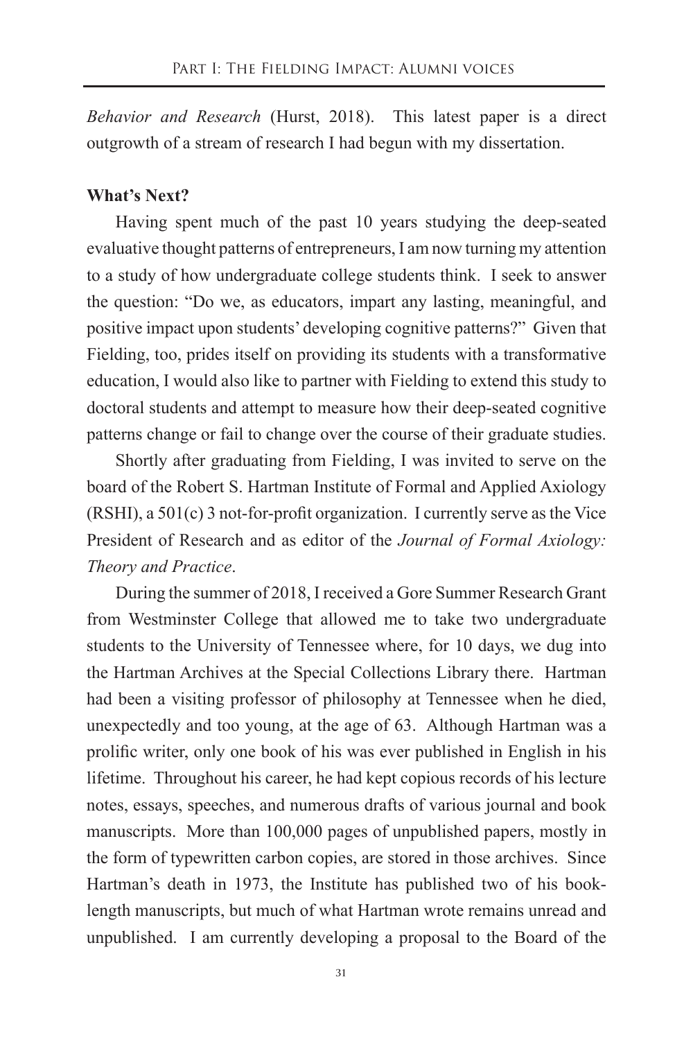*Behavior and Research* (Hurst, 2018). This latest paper is a direct outgrowth of a stream of research I had begun with my dissertation.

**What's Next?**

Having spent much of the past 10 years studying the deep-seated evaluative thought patterns of entrepreneurs, I am now turning my attention to a study of how undergraduate college students think. I seek to answer the question: "Do we, as educators, impart any lasting, meaningful, and positive impact upon students' developing cognitive patterns?" Given that Fielding, too, prides itself on providing its students with a transformative education, I would also like to partner with Fielding to extend this study to doctoral students and attempt to measure how their deep-seated cognitive patterns change or fail to change over the course of their graduate studies.

Shortly after graduating from Fielding, I was invited to serve on the board of the Robert S. Hartman Institute of Formal and Applied Axiology (RSHI), a 501(c) 3 not-for-profit organization. I currently serve as the Vice President of Research and as editor of the *Journal of Formal Axiology: Theory and Practice*.

During the summer of 2018, I received a Gore Summer Research Grant from Westminster College that allowed me to take two undergraduate students to the University of Tennessee where, for 10 days, we dug into the Hartman Archives at the Special Collections Library there. Hartman had been a visiting professor of philosophy at Tennessee when he died, unexpectedly and too young, at the age of 63. Although Hartman was a prolific writer, only one book of his was ever published in English in his lifetime. Throughout his career, he had kept copious records of his lecture notes, essays, speeches, and numerous drafts of various journal and book manuscripts. More than 100,000 pages of unpublished papers, mostly in the form of typewritten carbon copies, are stored in those archives. Since Hartman's death in 1973, the Institute has published two of his book-length manuscripts, but much of what Hartman wrote remains unread and unpublished. I am currently developing a proposal to the Board of the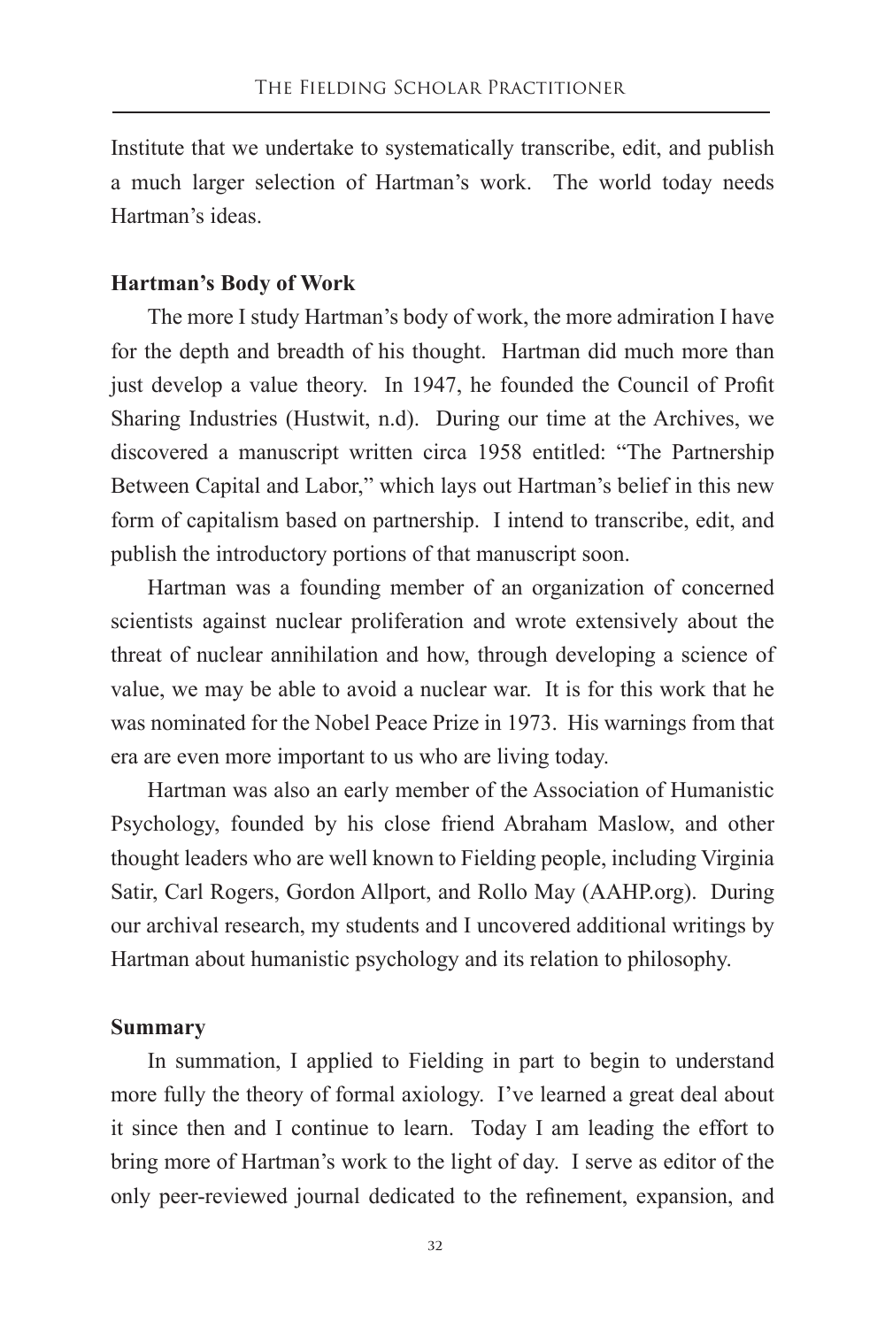Institute that we undertake to systematically transcribe, edit, and publish a much larger selection of Hartman's work. The world today needs Hartman's ideas.

**Hartman's Body of Work**

The more I study Hartman's body of work, the more admiration I have for the depth and breadth of his thought. Hartman did much more than just develop a value theory. In 1947, he founded the Council of Profit Sharing Industries (Hustwit, n.d). During our time at the Archives, we discovered a manuscript written circa 1958 entitled: "The Partnership Between Capital and Labor," which lays out Hartman's belief in this new form of capitalism based on partnership. I intend to transcribe, edit, and publish the introductory portions of that manuscript soon.

Hartman was a founding member of an organization of concerned scientists against nuclear proliferation and wrote extensively about the threat of nuclear annihilation and how, through developing a science of value, we may be able to avoid a nuclear war. It is for this work that he was nominated for the Nobel Peace Prize in 1973. His warnings from that era are even more important to us who are living today.

Hartman was also an early member of the Association of Humanistic Psychology, founded by his close friend Abraham Maslow, and other thought leaders who are well known to Fielding people, including Virginia Satir, Carl Rogers, Gordon Allport, and Rollo May (AAHP.org). During our archival research, my students and I uncovered additional writings by Hartman about humanistic psychology and its relation to philosophy.

**Summary**

In summation, I applied to Fielding in part to begin to understand more fully the theory of formal axiology. I've learned a great deal about it since then and I continue to learn. Today I am leading the effort to bring more of Hartman's work to the light of day. I serve as editor of the only peer-reviewed journal dedicated to the refinement, expansion, and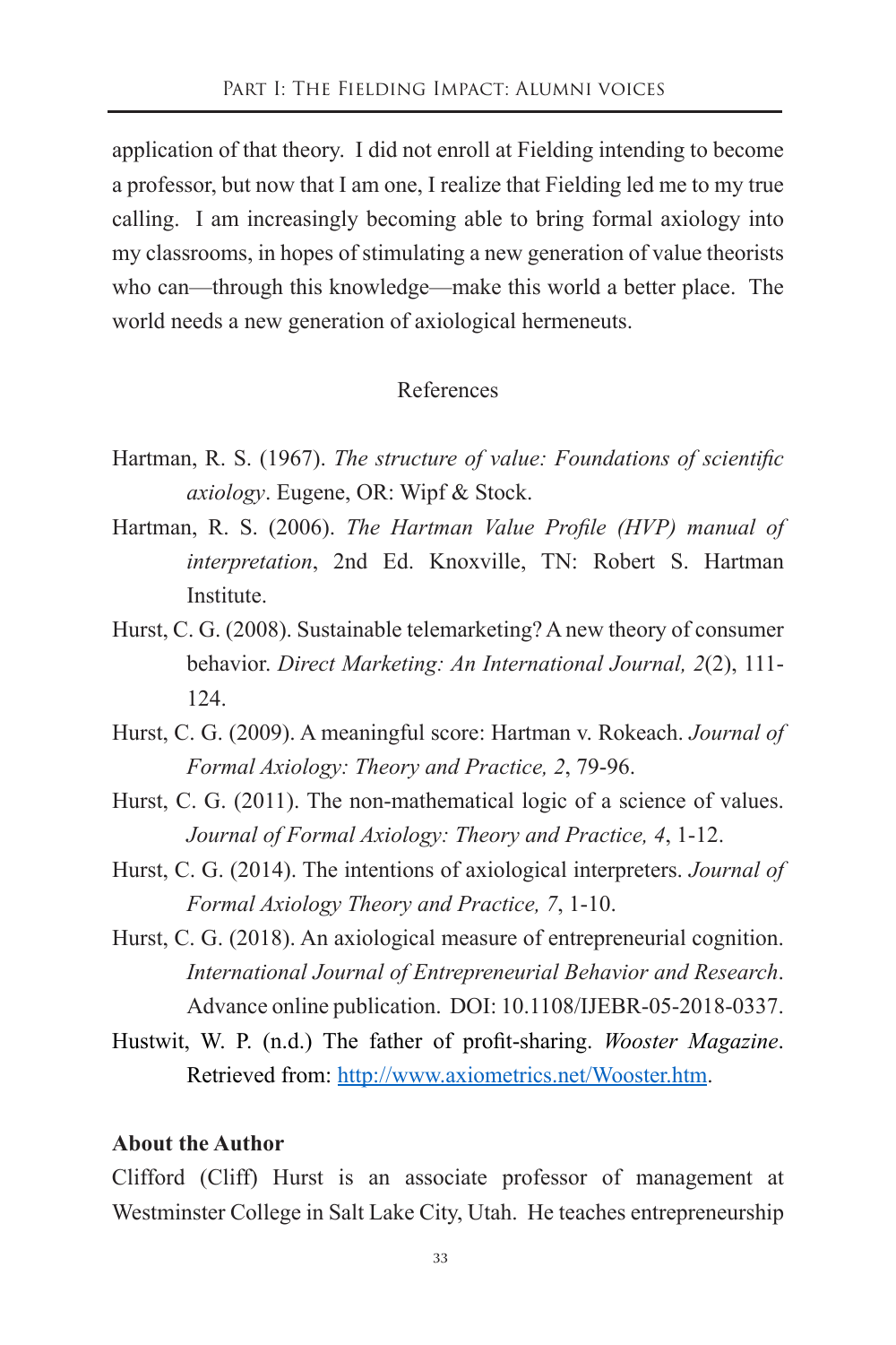application of that theory. I did not enroll at Fielding intending to become a professor, but now that I am one, I realize that Fielding led me to my true calling. I am increasingly becoming able to bring formal axiology into my classrooms, in hopes of stimulating a new generation of value theorists who can—through this knowledge—make this world a better place. The world needs a new generation of axiological hermeneuts.

## References

Hartman, R. S. (1967). *The structure of value: Foundations of scientific axiology*. Eugene, OR: Wipf & Stock.

Hartman, R. S. (2006). *The Hartman Value Profile (HVP) manual of interpretation*, 2nd Ed. Knoxville, TN: Robert S. Hartman Institute.

Hurst, C. G. (2008). Sustainable telemarketing? A new theory of consumer behavior. *Direct Marketing: An International Journal, 2*(2), 111-124.

Hurst, C. G. (2009). A meaningful score: Hartman v. Rokeach. *Journal of Formal Axiology: Theory and Practice, 2*, 79-96.

Hurst, C. G. (2011). The non-mathematical logic of a science of values. *Journal of Formal Axiology: Theory and Practice, 4*, 1-12.

Hurst, C. G. (2014). The intentions of axiological interpreters. *Journal of Formal Axiology Theory and Practice, 7*, 1-10.

Hurst, C. G. (2018). An axiological measure of entrepreneurial cognition. *International Journal of Entrepreneurial Behavior and Research*. Advance online publication. DOI: 10.1108/IJEBR-05-2018-0337.

Hustwit, W. P. (n.d.) The father of profit-sharing. *Wooster Magazine*. Retrieved from: http://www.axiometrics.net/Wooster.htm.

**About the Author**

Clifford (Cliff) Hurst is an associate professor of management at Westminster College in Salt Lake City, Utah. He teaches entrepreneurship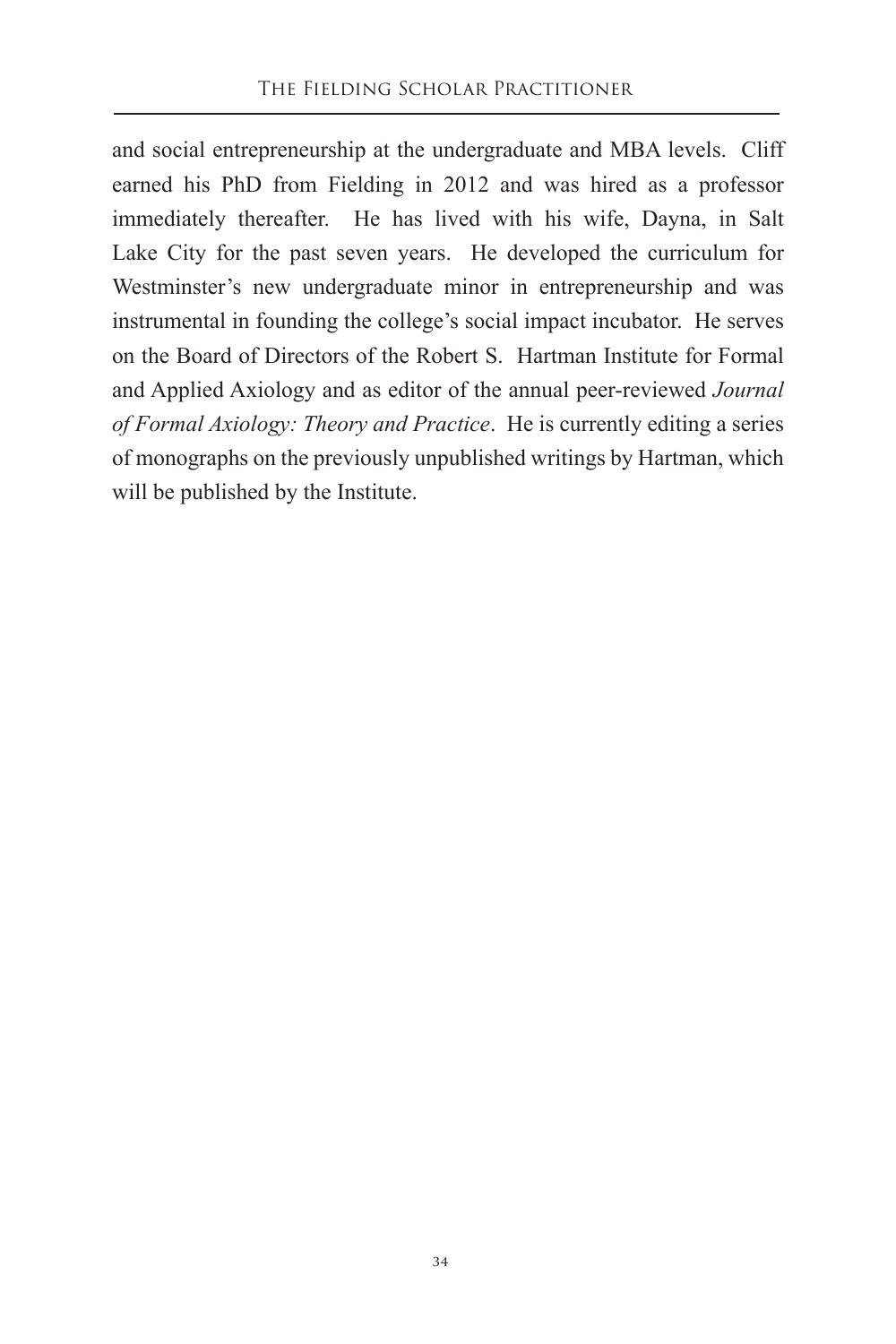and social entrepreneurship at the undergraduate and MBA levels. Cliff earned his PhD from Fielding in 2012 and was hired as a professor immediately thereafter. He has lived with his wife, Dayna, in Salt Lake City for the past seven years. He developed the curriculum for Westminster's new undergraduate minor in entrepreneurship and was instrumental in founding the college's social impact incubator. He serves on the Board of Directors of the Robert S. Hartman Institute for Formal and Applied Axiology and as editor of the annual peer-reviewed *Journal of Formal Axiology: Theory and Practice*. He is currently editing a series of monographs on the previously unpublished writings by Hartman, which will be published by the Institute.